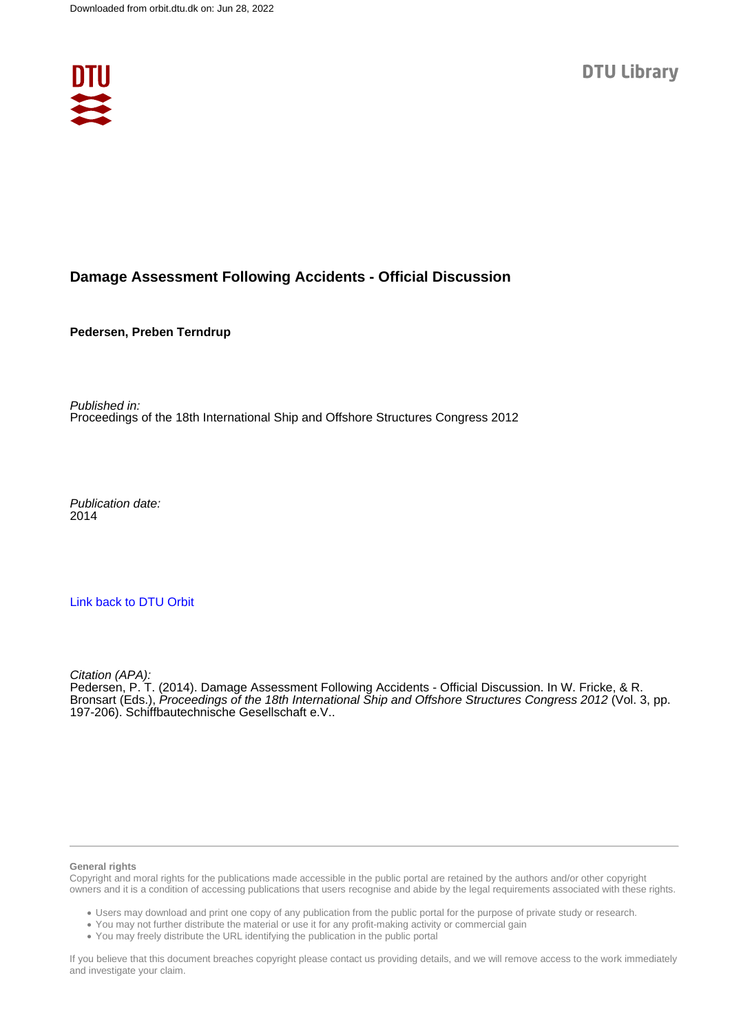Downloaded from orbit.dtu.dk on: Jun 28, 2022

DTU Library

# Damage Assessment Following Accidents - Official Discussion

**Pedersen, Preben Terndrup**

*Published in:*
Proceedings of the 18th International Ship and Offshore Structures Congress 2012

*Publication date:*
2014

Link back to DTU Orbit

*Citation (APA):*
Pedersen, P. T. (2014). Damage Assessment Following Accidents - Official Discussion. In W. Fricke, & R. Bronsart (Eds.), *Proceedings of the 18th International Ship and Offshore Structures Congress 2012* (Vol. 3, pp. 197-206). Schiffbautechnische Gesellschaft e.V..

**General rights**

Copyright and moral rights for the publications made accessible in the public portal are retained by the authors and/or other copyright owners and it is a condition of accessing publications that users recognise and abide by the legal requirements associated with these rights.

- Users may download and print one copy of any publication from the public portal for the purpose of private study or research.
- You may not further distribute the material or use it for any profit-making activity or commercial gain
- You may freely distribute the URL identifying the publication in the public portal

If you believe that this document breaches copyright please contact us providing details, and we will remove access to the work immediately and investigate your claim.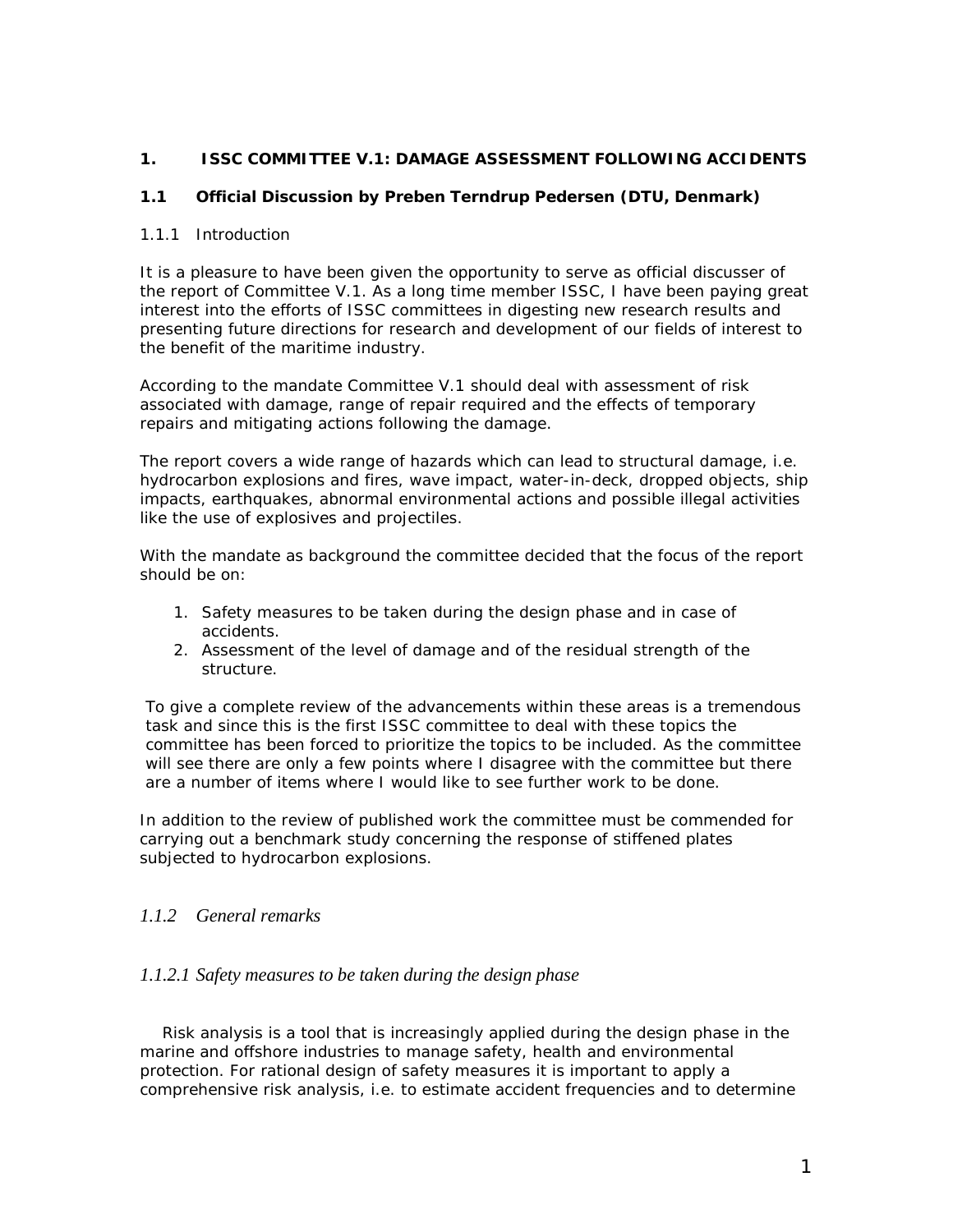## 1. ISSC COMMITTEE V.1: DAMAGE ASSESSMENT FOLLOWING ACCIDENTS

### 1.1 Official Discussion by Preben Terndrup Pedersen (DTU, Denmark)

#### 1.1.1 Introduction

It is a pleasure to have been given the opportunity to serve as official discusser of the report of Committee V.1. As a long time member ISSC, I have been paying great interest into the efforts of ISSC committees in digesting new research results and presenting future directions for research and development of our fields of interest to the benefit of the maritime industry.

According to the mandate Committee V.1 should deal with assessment of risk associated with damage, range of repair required and the effects of temporary repairs and mitigating actions following the damage.

The report covers a wide range of hazards which can lead to structural damage, i.e. hydrocarbon explosions and fires, wave impact, water-in-deck, dropped objects, ship impacts, earthquakes, abnormal environmental actions and possible illegal activities like the use of explosives and projectiles.

With the mandate as background the committee decided that the focus of the report should be on:

1. Safety measures to be taken during the design phase and in case of accidents.
2. Assessment of the level of damage and of the residual strength of the structure.

To give a complete review of the advancements within these areas is a tremendous task and since this is the first ISSC committee to deal with these topics the committee has been forced to prioritize the topics to be included. As the committee will see there are only a few points where I disagree with the committee but there are a number of items where I would like to see further work to be done.

In addition to the review of published work the committee must be commended for carrying out a benchmark study concerning the response of stiffened plates subjected to hydrocarbon explosions.

#### *1.1.2 General remarks*

##### *1.1.2.1 Safety measures to be taken during the design phase*

Risk analysis is a tool that is increasingly applied during the design phase in the marine and offshore industries to manage safety, health and environmental protection. For rational design of safety measures it is important to apply a comprehensive risk analysis, i.e. to estimate accident frequencies and to determine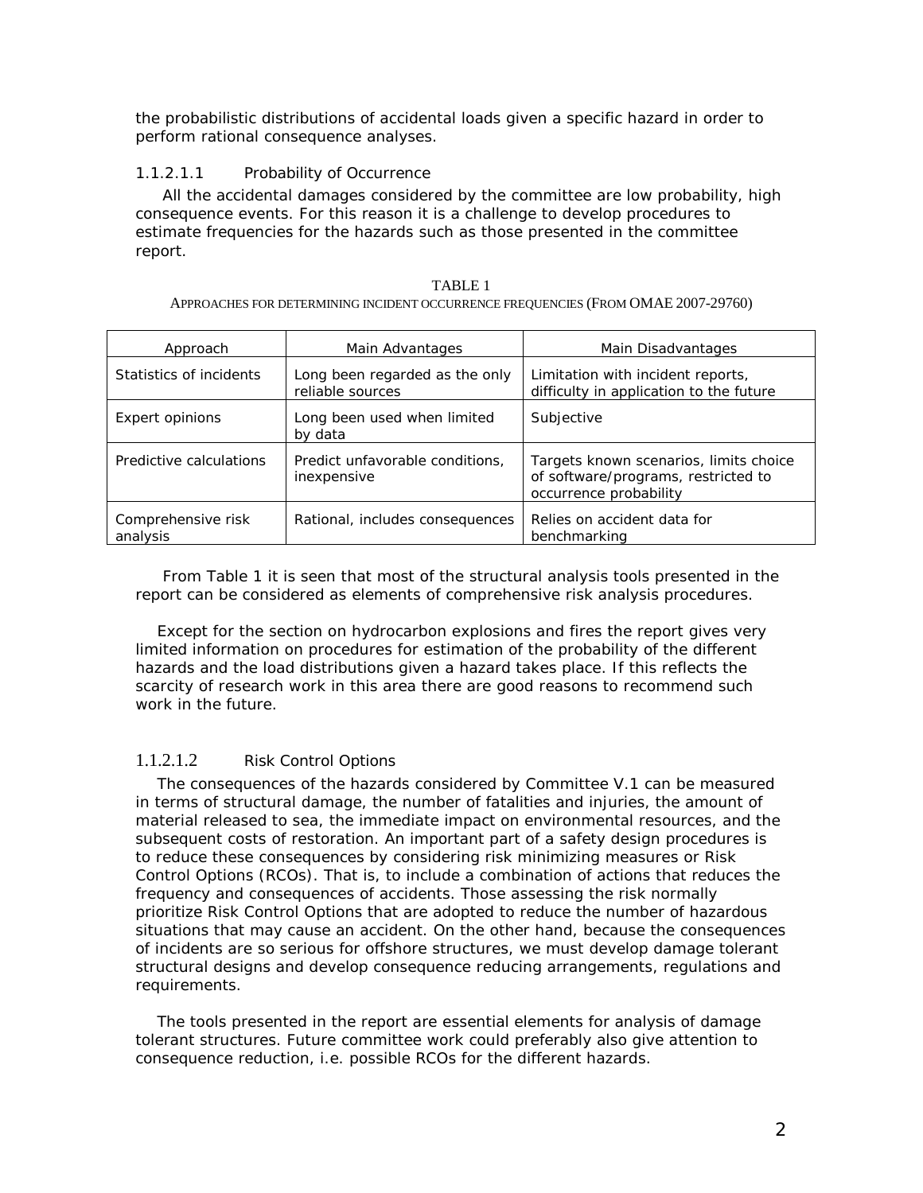the probabilistic distributions of accidental loads given a specific hazard in order to perform rational consequence analyses.

#### 1.1.2.1.1 Probability of Occurrence

All the accidental damages considered by the committee are low probability, high consequence events. For this reason it is a challenge to develop procedures to estimate frequencies for the hazards such as those presented in the committee report.

TABLE 1
APPROACHES FOR DETERMINING INCIDENT OCCURRENCE FREQUENCIES (FROM OMAE 2007-29760)

| Approach | Main Advantages | Main Disadvantages |
|---|---|---|
| Statistics of incidents | Long been regarded as the only reliable sources | Limitation with incident reports, difficulty in application to the future |
| Expert opinions | Long been used when limited by data | Subjective |
| Predictive calculations | Predict unfavorable conditions, inexpensive | Targets known scenarios, limits choice of software/programs, restricted to occurrence probability |
| Comprehensive risk analysis | Rational, includes consequences | Relies on accident data for benchmarking |

From Table 1 it is seen that most of the structural analysis tools presented in the report can be considered as elements of comprehensive risk analysis procedures.

Except for the section on hydrocarbon explosions and fires the report gives very limited information on procedures for estimation of the probability of the different hazards and the load distributions given a hazard takes place. If this reflects the scarcity of research work in this area there are good reasons to recommend such work in the future.

#### 1.1.2.1.2 Risk Control Options

The consequences of the hazards considered by Committee V.1 can be measured in terms of structural damage, the number of fatalities and injuries, the amount of material released to sea, the immediate impact on environmental resources, and the subsequent costs of restoration. An important part of a safety design procedures is to reduce these consequences by considering risk minimizing measures or Risk Control Options (RCOs). That is, to include a combination of actions that reduces the frequency and consequences of accidents. Those assessing the risk normally prioritize Risk Control Options that are adopted to reduce the number of hazardous situations that may cause an accident. On the other hand, because the consequences of incidents are so serious for offshore structures, we must develop damage tolerant structural designs and develop consequence reducing arrangements, regulations and requirements.

The tools presented in the report are essential elements for analysis of damage tolerant structures. Future committee work could preferably also give attention to consequence reduction, i.e. possible RCOs for the different hazards.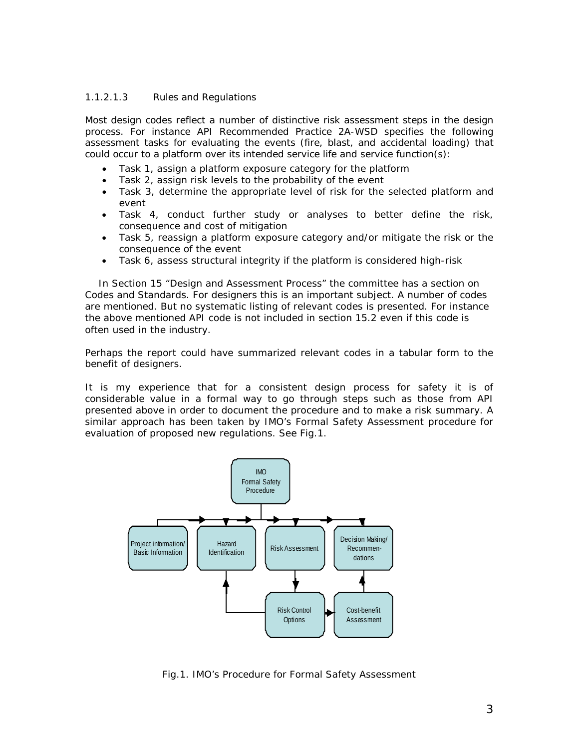#### 1.1.2.1.3 Rules and Regulations

Most design codes reflect a number of distinctive risk assessment steps in the design process. For instance API Recommended Practice 2A-WSD specifies the following assessment tasks for evaluating the events (fire, blast, and accidental loading) that could occur to a platform over its intended service life and service function(s):

- Task 1, assign a platform exposure category for the platform
- Task 2, assign risk levels to the probability of the event
- Task 3, determine the appropriate level of risk for the selected platform and event
- Task 4, conduct further study or analyses to better define the risk, consequence and cost of mitigation
- Task 5, reassign a platform exposure category and/or mitigate the risk or the consequence of the event
- Task 6, assess structural integrity if the platform is considered high-risk

In Section 15 "Design and Assessment Process" the committee has a section on Codes and Standards. For designers this is an important subject. A number of codes are mentioned. But no systematic listing of relevant codes is presented. For instance the above mentioned API code is not included in section 15.2 even if this code is often used in the industry.

Perhaps the report could have summarized relevant codes in a tabular form to the benefit of designers.

It is my experience that for a consistent design process for safety it is of considerable value in a formal way to go through steps such as those from API presented above in order to document the procedure and to make a risk summary. A similar approach has been taken by IMO's Formal Safety Assessment procedure for evaluation of proposed new regulations. See Fig.1.

IMO Formal Safety Procedure

Project information/ Basic Information | Hazard Identification | Risk Assessment | Decision Making/ Recommen-dations

Risk Control Options | Cost-benefit Assessment

Fig.1. IMO's Procedure for Formal Safety Assessment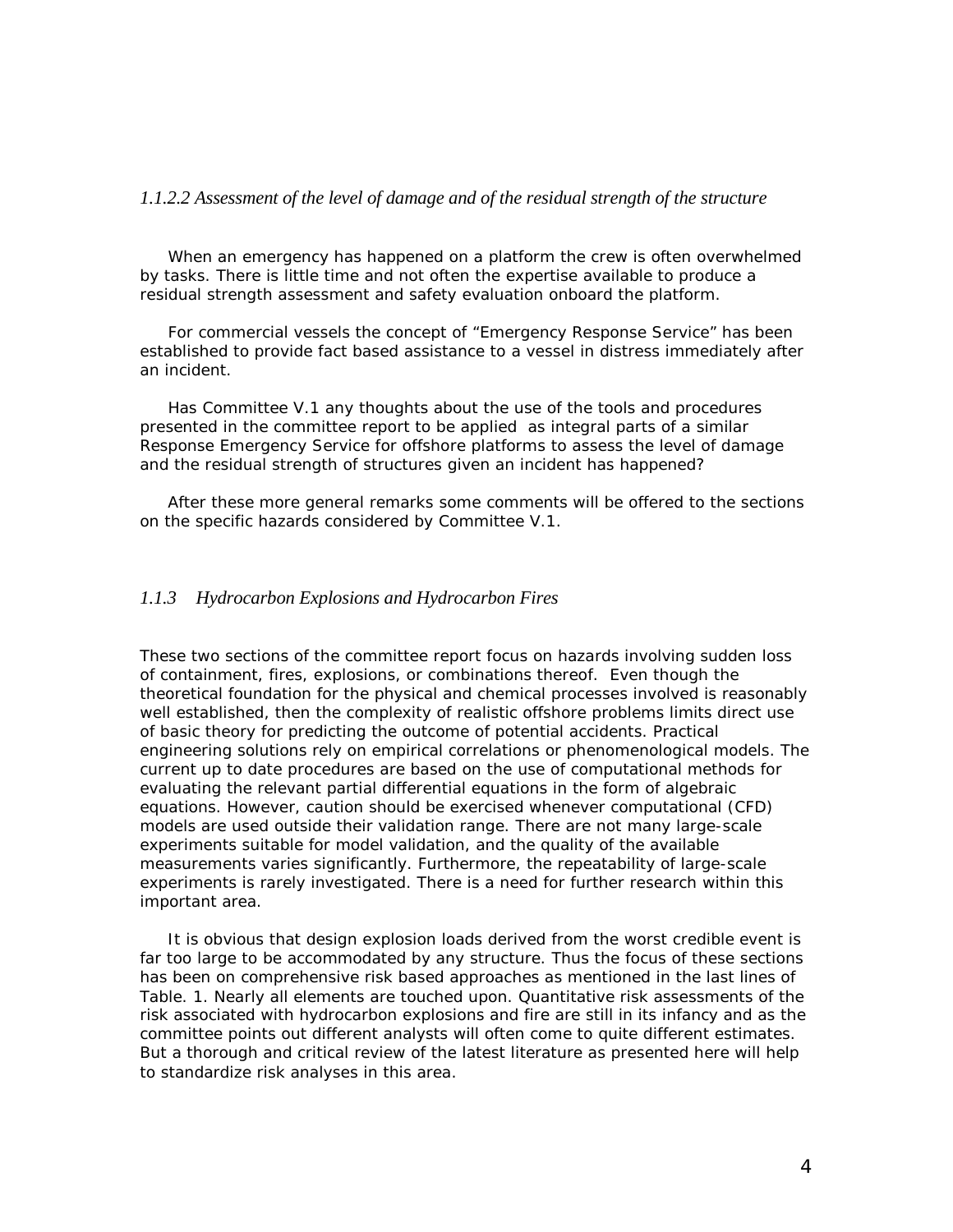#### *1.1.2.2 Assessment of the level of damage and of the residual strength of the structure*

When an emergency has happened on a platform the crew is often overwhelmed by tasks. There is little time and not often the expertise available to produce a residual strength assessment and safety evaluation onboard the platform.

For commercial vessels the concept of “Emergency Response Service” has been established to provide fact based assistance to a vessel in distress immediately after an incident.

Has Committee V.1 any thoughts about the use of the tools and procedures presented in the committee report to be applied as integral parts of a similar Response Emergency Service for offshore platforms to assess the level of damage and the residual strength of structures given an incident has happened?

After these more general remarks some comments will be offered to the sections on the specific hazards considered by Committee V.1.

### *1.1.3 Hydrocarbon Explosions and Hydrocarbon Fires*

These two sections of the committee report focus on hazards involving sudden loss of containment, fires, explosions, or combinations thereof. Even though the theoretical foundation for the physical and chemical processes involved is reasonably well established, then the complexity of realistic offshore problems limits direct use of basic theory for predicting the outcome of potential accidents. Practical engineering solutions rely on empirical correlations or phenomenological models. The current up to date procedures are based on the use of computational methods for evaluating the relevant partial differential equations in the form of algebraic equations. However, caution should be exercised whenever computational (CFD) models are used outside their validation range. There are not many large-scale experiments suitable for model validation, and the quality of the available measurements varies significantly. Furthermore, the repeatability of large-scale experiments is rarely investigated. There is a need for further research within this important area.

It is obvious that design explosion loads derived from the worst credible event is far too large to be accommodated by any structure. Thus the focus of these sections has been on comprehensive risk based approaches as mentioned in the last lines of Table. 1. Nearly all elements are touched upon. Quantitative risk assessments of the risk associated with hydrocarbon explosions and fire are still in its infancy and as the committee points out different analysts will often come to quite different estimates. But a thorough and critical review of the latest literature as presented here will help to standardize risk analyses in this area.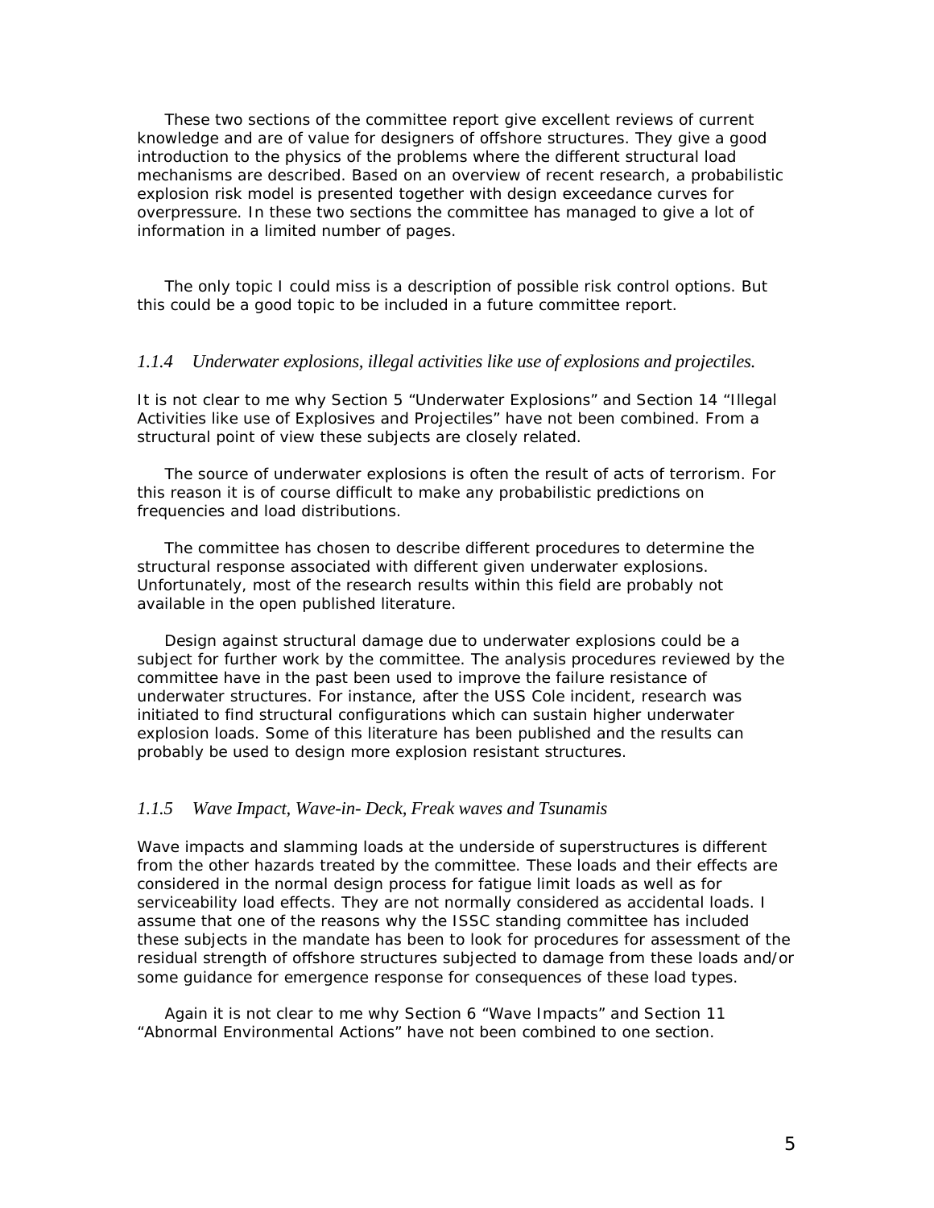These two sections of the committee report give excellent reviews of current knowledge and are of value for designers of offshore structures. They give a good introduction to the physics of the problems where the different structural load mechanisms are described. Based on an overview of recent research, a probabilistic explosion risk model is presented together with design exceedance curves for overpressure. In these two sections the committee has managed to give a lot of information in a limited number of pages.

The only topic I could miss is a description of possible risk control options. But this could be a good topic to be included in a future committee report.

### *1.1.4 Underwater explosions, illegal activities like use of explosions and projectiles.*

It is not clear to me why Section 5 "Underwater Explosions" and Section 14 "Illegal Activities like use of Explosives and Projectiles" have not been combined. From a structural point of view these subjects are closely related.

The source of underwater explosions is often the result of acts of terrorism. For this reason it is of course difficult to make any probabilistic predictions on frequencies and load distributions.

The committee has chosen to describe different procedures to determine the structural response associated with different given underwater explosions. Unfortunately, most of the research results within this field are probably not available in the open published literature.

Design against structural damage due to underwater explosions could be a subject for further work by the committee. The analysis procedures reviewed by the committee have in the past been used to improve the failure resistance of underwater structures. For instance, after the USS Cole incident, research was initiated to find structural configurations which can sustain higher underwater explosion loads. Some of this literature has been published and the results can probably be used to design more explosion resistant structures.

### *1.1.5 Wave Impact, Wave-in- Deck, Freak waves and Tsunamis*

Wave impacts and slamming loads at the underside of superstructures is different from the other hazards treated by the committee. These loads and their effects are considered in the normal design process for fatigue limit loads as well as for serviceability load effects. They are not normally considered as accidental loads. I assume that one of the reasons why the ISSC standing committee has included these subjects in the mandate has been to look for procedures for assessment of the residual strength of offshore structures subjected to damage from these loads and/or some guidance for emergence response for consequences of these load types.

Again it is not clear to me why Section 6 "Wave Impacts" and Section 11 "Abnormal Environmental Actions" have not been combined to one section.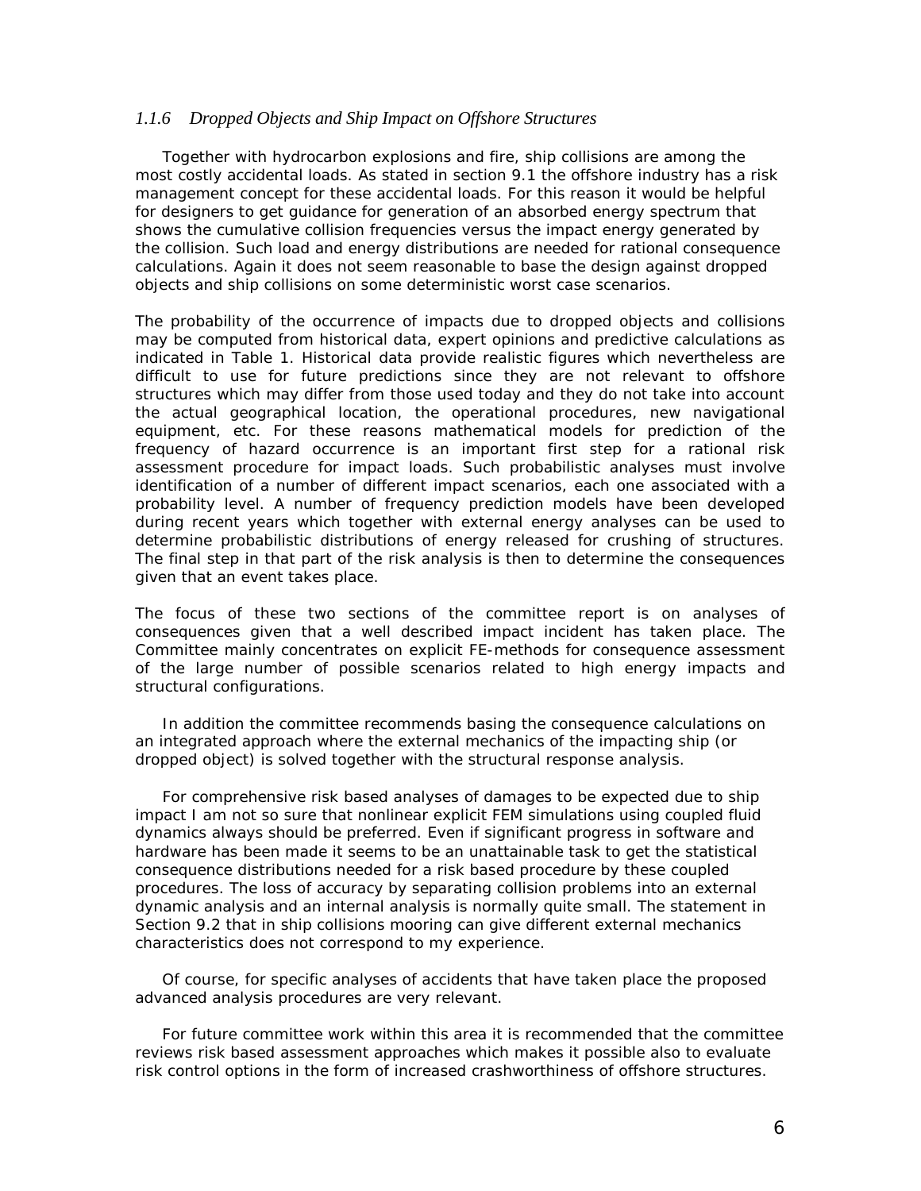### *1.1.6 Dropped Objects and Ship Impact on Offshore Structures*

Together with hydrocarbon explosions and fire, ship collisions are among the most costly accidental loads. As stated in section 9.1 the offshore industry has a risk management concept for these accidental loads. For this reason it would be helpful for designers to get guidance for generation of an absorbed energy spectrum that shows the cumulative collision frequencies versus the impact energy generated by the collision. Such load and energy distributions are needed for rational consequence calculations. Again it does not seem reasonable to base the design against dropped objects and ship collisions on some deterministic worst case scenarios.

The probability of the occurrence of impacts due to dropped objects and collisions may be computed from historical data, expert opinions and predictive calculations as indicated in Table 1. Historical data provide realistic figures which nevertheless are difficult to use for future predictions since they are not relevant to offshore structures which may differ from those used today and they do not take into account the actual geographical location, the operational procedures, new navigational equipment, etc. For these reasons mathematical models for prediction of the frequency of hazard occurrence is an important first step for a rational risk assessment procedure for impact loads. Such probabilistic analyses must involve identification of a number of different impact scenarios, each one associated with a probability level. A number of frequency prediction models have been developed during recent years which together with external energy analyses can be used to determine probabilistic distributions of energy released for crushing of structures. The final step in that part of the risk analysis is then to determine the consequences given that an event takes place.

The focus of these two sections of the committee report is on analyses of consequences given that a well described impact incident has taken place. The Committee mainly concentrates on explicit FE-methods for consequence assessment of the large number of possible scenarios related to high energy impacts and structural configurations.

In addition the committee recommends basing the consequence calculations on an integrated approach where the external mechanics of the impacting ship (or dropped object) is solved together with the structural response analysis.

For comprehensive risk based analyses of damages to be expected due to ship impact I am not so sure that nonlinear explicit FEM simulations using coupled fluid dynamics always should be preferred. Even if significant progress in software and hardware has been made it seems to be an unattainable task to get the statistical consequence distributions needed for a risk based procedure by these coupled procedures. The loss of accuracy by separating collision problems into an external dynamic analysis and an internal analysis is normally quite small. The statement in Section 9.2 that in ship collisions mooring can give different external mechanics characteristics does not correspond to my experience.

Of course, for specific analyses of accidents that have taken place the proposed advanced analysis procedures are very relevant.

For future committee work within this area it is recommended that the committee reviews risk based assessment approaches which makes it possible also to evaluate risk control options in the form of increased crashworthiness of offshore structures.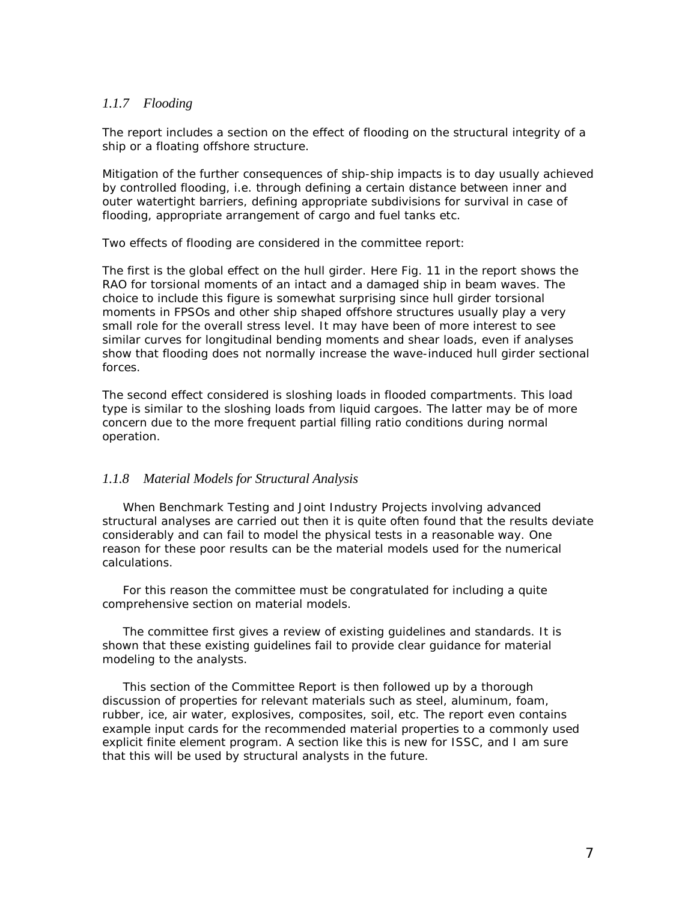### *1.1.7 Flooding*

The report includes a section on the effect of flooding on the structural integrity of a ship or a floating offshore structure.

Mitigation of the further consequences of ship-ship impacts is to day usually achieved by controlled flooding, i.e. through defining a certain distance between inner and outer watertight barriers, defining appropriate subdivisions for survival in case of flooding, appropriate arrangement of cargo and fuel tanks etc.

Two effects of flooding are considered in the committee report:

The first is the global effect on the hull girder. Here Fig. 11 in the report shows the RAO for torsional moments of an intact and a damaged ship in beam waves. The choice to include this figure is somewhat surprising since hull girder torsional moments in FPSOs and other ship shaped offshore structures usually play a very small role for the overall stress level. It may have been of more interest to see similar curves for longitudinal bending moments and shear loads, even if analyses show that flooding does not normally increase the wave-induced hull girder sectional forces.

The second effect considered is sloshing loads in flooded compartments. This load type is similar to the sloshing loads from liquid cargoes. The latter may be of more concern due to the more frequent partial filling ratio conditions during normal operation.

### *1.1.8 Material Models for Structural Analysis*

When Benchmark Testing and Joint Industry Projects involving advanced structural analyses are carried out then it is quite often found that the results deviate considerably and can fail to model the physical tests in a reasonable way. One reason for these poor results can be the material models used for the numerical calculations.

For this reason the committee must be congratulated for including a quite comprehensive section on material models.

The committee first gives a review of existing guidelines and standards. It is shown that these existing guidelines fail to provide clear guidance for material modeling to the analysts.

This section of the Committee Report is then followed up by a thorough discussion of properties for relevant materials such as steel, aluminum, foam, rubber, ice, air water, explosives, composites, soil, etc. The report even contains example input cards for the recommended material properties to a commonly used explicit finite element program. A section like this is new for ISSC, and I am sure that this will be used by structural analysts in the future.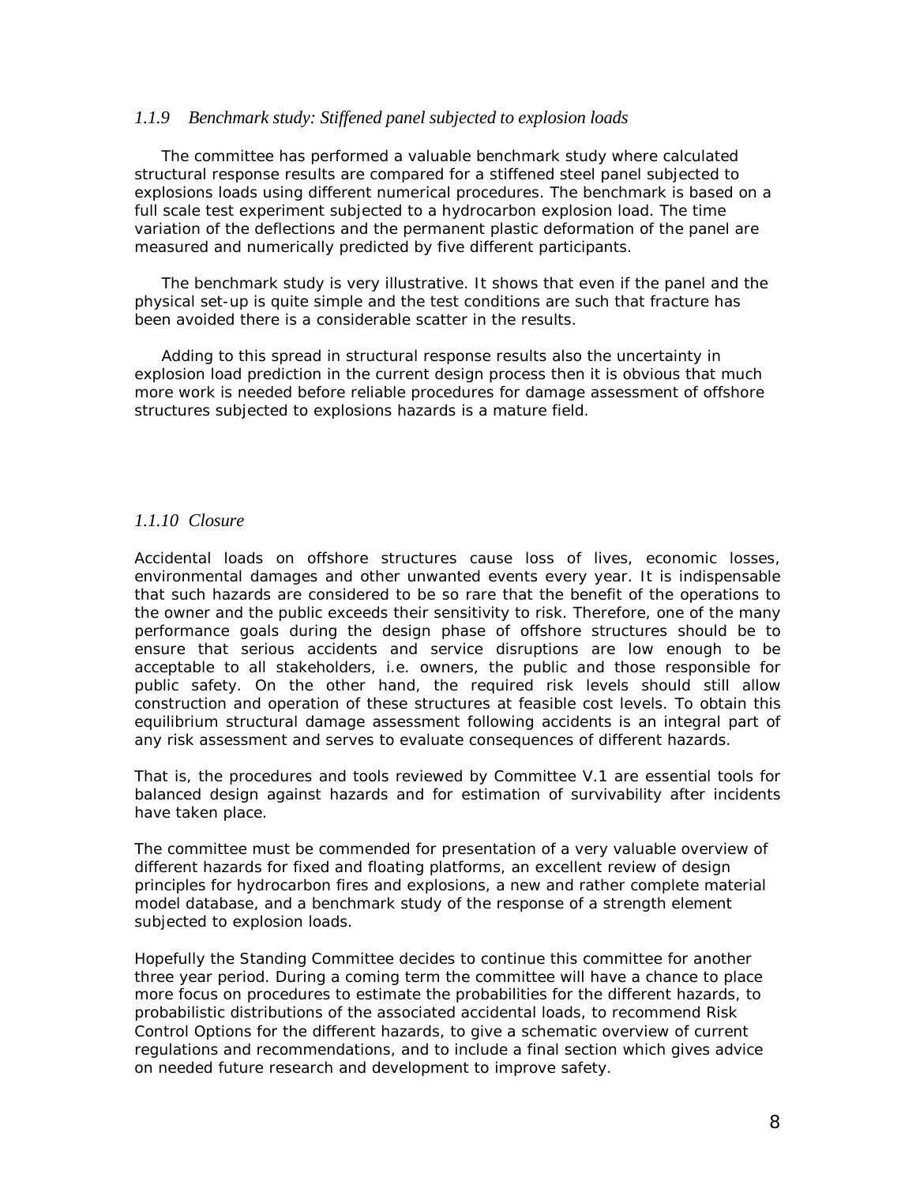### *1.1.9 Benchmark study: Stiffened panel subjected to explosion loads*

The committee has performed a valuable benchmark study where calculated structural response results are compared for a stiffened steel panel subjected to explosions loads using different numerical procedures. The benchmark is based on a full scale test experiment subjected to a hydrocarbon explosion load. The time variation of the deflections and the permanent plastic deformation of the panel are measured and numerically predicted by five different participants.

The benchmark study is very illustrative. It shows that even if the panel and the physical set-up is quite simple and the test conditions are such that fracture has been avoided there is a considerable scatter in the results.

Adding to this spread in structural response results also the uncertainty in explosion load prediction in the current design process then it is obvious that much more work is needed before reliable procedures for damage assessment of offshore structures subjected to explosions hazards is a mature field.

### *1.1.10 Closure*

Accidental loads on offshore structures cause loss of lives, economic losses, environmental damages and other unwanted events every year. It is indispensable that such hazards are considered to be so rare that the benefit of the operations to the owner and the public exceeds their sensitivity to risk. Therefore, one of the many performance goals during the design phase of offshore structures should be to ensure that serious accidents and service disruptions are low enough to be acceptable to all stakeholders, i.e. owners, the public and those responsible for public safety. On the other hand, the required risk levels should still allow construction and operation of these structures at feasible cost levels. To obtain this equilibrium structural damage assessment following accidents is an integral part of any risk assessment and serves to evaluate consequences of different hazards.

That is, the procedures and tools reviewed by Committee V.1 are essential tools for balanced design against hazards and for estimation of survivability after incidents have taken place.

The committee must be commended for presentation of a very valuable overview of different hazards for fixed and floating platforms, an excellent review of design principles for hydrocarbon fires and explosions, a new and rather complete material model database, and a benchmark study of the response of a strength element subjected to explosion loads.

Hopefully the Standing Committee decides to continue this committee for another three year period. During a coming term the committee will have a chance to place more focus on procedures to estimate the probabilities for the different hazards, to probabilistic distributions of the associated accidental loads, to recommend Risk Control Options for the different hazards, to give a schematic overview of current regulations and recommendations, and to include a final section which gives advice on needed future research and development to improve safety.